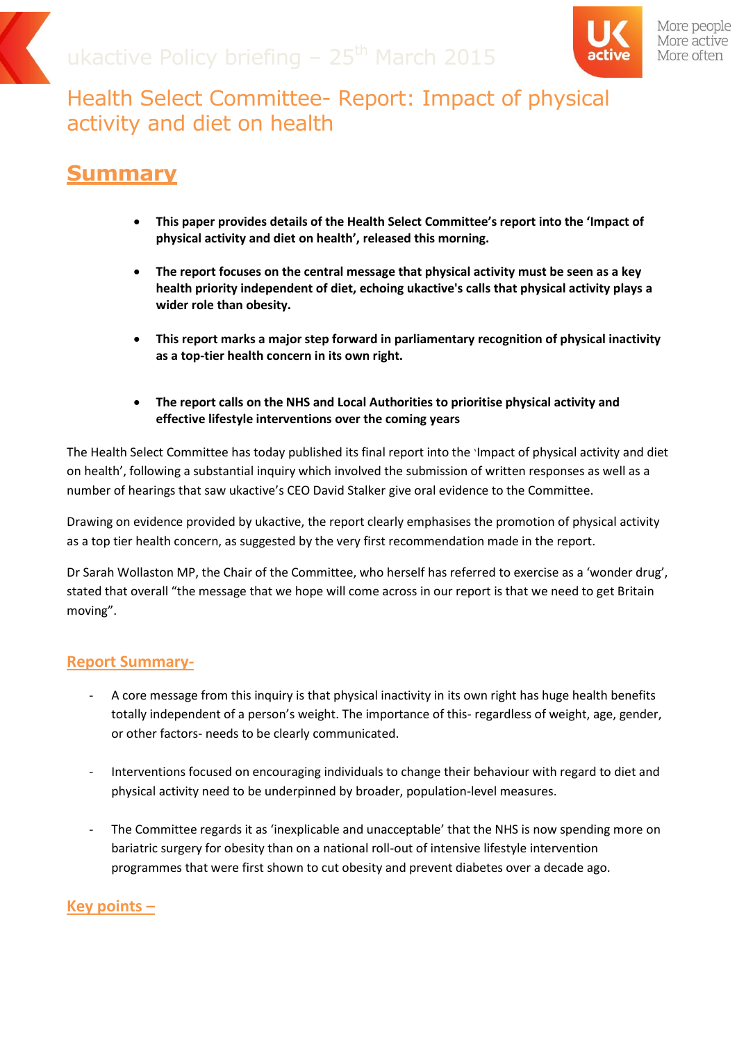ukactive Policy briefing – 25th March 2015

More people
More active
More often

# Health Select Committee- Report: Impact of physical activity and diet on health

## Summary

- **This paper provides details of the Health Select Committee's report into the 'Impact of physical activity and diet on health', released this morning.**
- **The report focuses on the central message that physical activity must be seen as a key health priority independent of diet, echoing ukactive's calls that physical activity plays a wider role than obesity.**
- **This report marks a major step forward in parliamentary recognition of physical inactivity as a top-tier health concern in its own right.**
- **The report calls on the NHS and Local Authorities to prioritise physical activity and effective lifestyle interventions over the coming years**

The Health Select Committee has today published its final report into the 'Impact of physical activity and diet on health', following a substantial inquiry which involved the submission of written responses as well as a number of hearings that saw ukactive's CEO David Stalker give oral evidence to the Committee.

Drawing on evidence provided by ukactive, the report clearly emphasises the promotion of physical activity as a top tier health concern, as suggested by the very first recommendation made in the report.

Dr Sarah Wollaston MP, the Chair of the Committee, who herself has referred to exercise as a 'wonder drug', stated that overall "the message that we hope will come across in our report is that we need to get Britain moving".

### Report Summary-

- A core message from this inquiry is that physical inactivity in its own right has huge health benefits totally independent of a person's weight. The importance of this- regardless of weight, age, gender, or other factors- needs to be clearly communicated.
- Interventions focused on encouraging individuals to change their behaviour with regard to diet and physical activity need to be underpinned by broader, population-level measures.
- The Committee regards it as 'inexplicable and unacceptable' that the NHS is now spending more on bariatric surgery for obesity than on a national roll-out of intensive lifestyle intervention programmes that were first shown to cut obesity and prevent diabetes over a decade ago.

### Key points –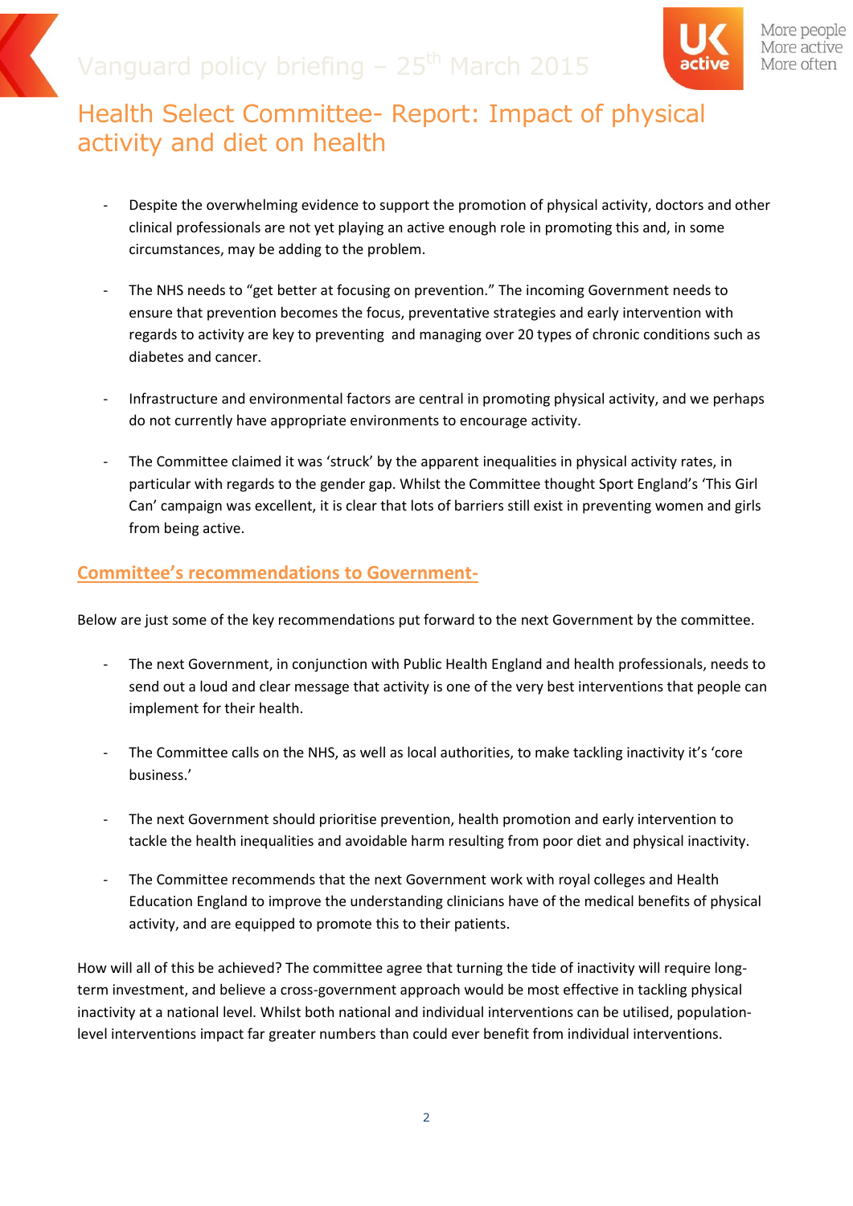# Health Select Committee- Report: Impact of physical activity and diet on health

- Despite the overwhelming evidence to support the promotion of physical activity, doctors and other clinical professionals are not yet playing an active enough role in promoting this and, in some circumstances, may be adding to the problem.

- The NHS needs to "get better at focusing on prevention." The incoming Government needs to ensure that prevention becomes the focus, preventative strategies and early intervention with regards to activity are key to preventing and managing over 20 types of chronic conditions such as diabetes and cancer.

- Infrastructure and environmental factors are central in promoting physical activity, and we perhaps do not currently have appropriate environments to encourage activity.

- The Committee claimed it was 'struck' by the apparent inequalities in physical activity rates, in particular with regards to the gender gap. Whilst the Committee thought Sport England's 'This Girl Can' campaign was excellent, it is clear that lots of barriers still exist in preventing women and girls from being active.

## Committee's recommendations to Government-

Below are just some of the key recommendations put forward to the next Government by the committee.

- The next Government, in conjunction with Public Health England and health professionals, needs to send out a loud and clear message that activity is one of the very best interventions that people can implement for their health.

- The Committee calls on the NHS, as well as local authorities, to make tackling inactivity it's 'core business.'

- The next Government should prioritise prevention, health promotion and early intervention to tackle the health inequalities and avoidable harm resulting from poor diet and physical inactivity.

- The Committee recommends that the next Government work with royal colleges and Health Education England to improve the understanding clinicians have of the medical benefits of physical activity, and are equipped to promote this to their patients.

How will all of this be achieved? The committee agree that turning the tide of inactivity will require long-term investment, and believe a cross-government approach would be most effective in tackling physical inactivity at a national level. Whilst both national and individual interventions can be utilised, population-level interventions impact far greater numbers than could ever benefit from individual interventions.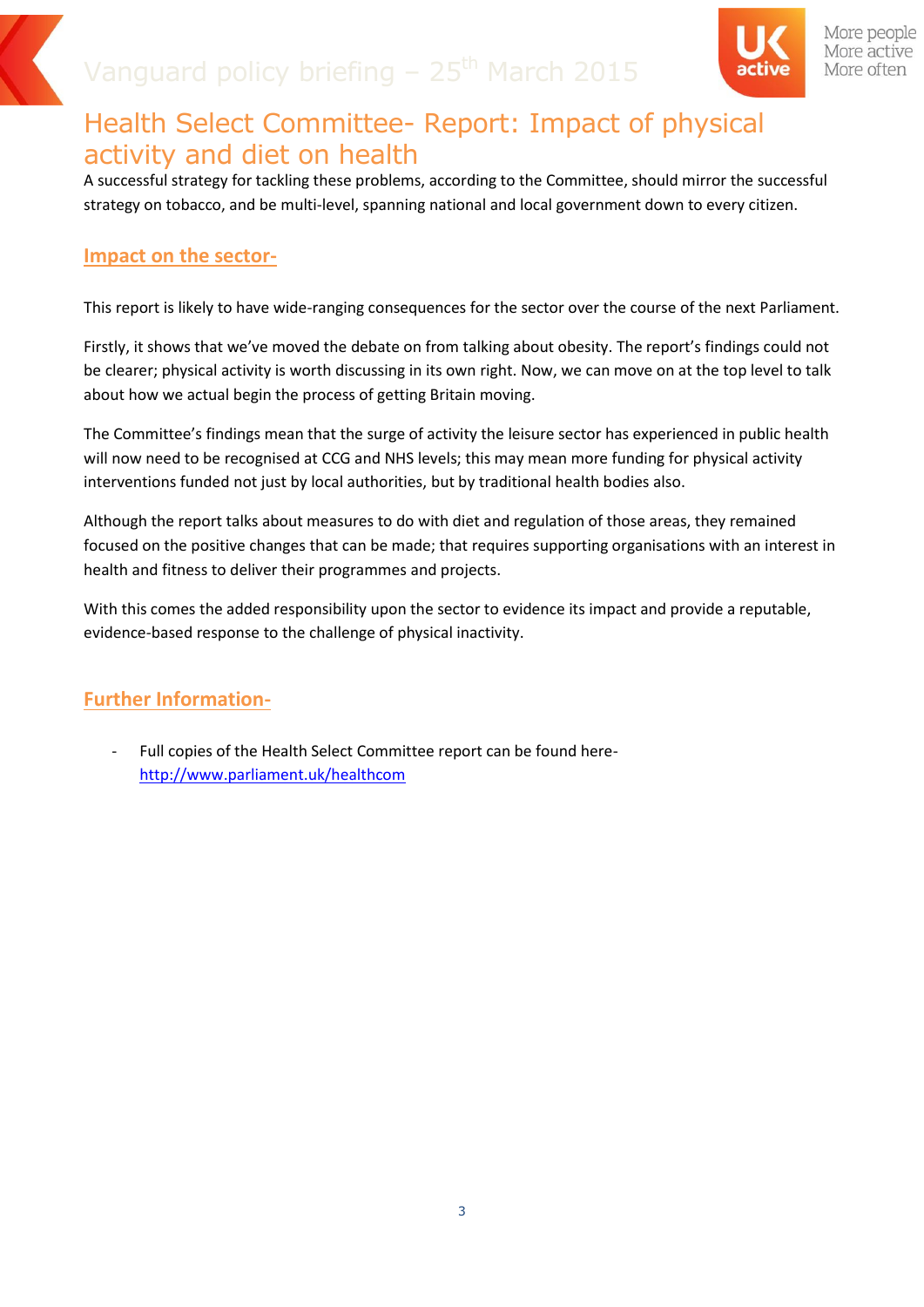## Health Select Committee- Report: Impact of physical activity and diet on health

A successful strategy for tackling these problems, according to the Committee, should mirror the successful strategy on tobacco, and be multi-level, spanning national and local government down to every citizen.

### Impact on the sector-

This report is likely to have wide-ranging consequences for the sector over the course of the next Parliament.

Firstly, it shows that we've moved the debate on from talking about obesity. The report's findings could not be clearer; physical activity is worth discussing in its own right. Now, we can move on at the top level to talk about how we actual begin the process of getting Britain moving.

The Committee's findings mean that the surge of activity the leisure sector has experienced in public health will now need to be recognised at CCG and NHS levels; this may mean more funding for physical activity interventions funded not just by local authorities, but by traditional health bodies also.

Although the report talks about measures to do with diet and regulation of those areas, they remained focused on the positive changes that can be made; that requires supporting organisations with an interest in health and fitness to deliver their programmes and projects.

With this comes the added responsibility upon the sector to evidence its impact and provide a reputable, evidence-based response to the challenge of physical inactivity.

### Further Information-

- Full copies of the Health Select Committee report can be found here- http://www.parliament.uk/healthcom